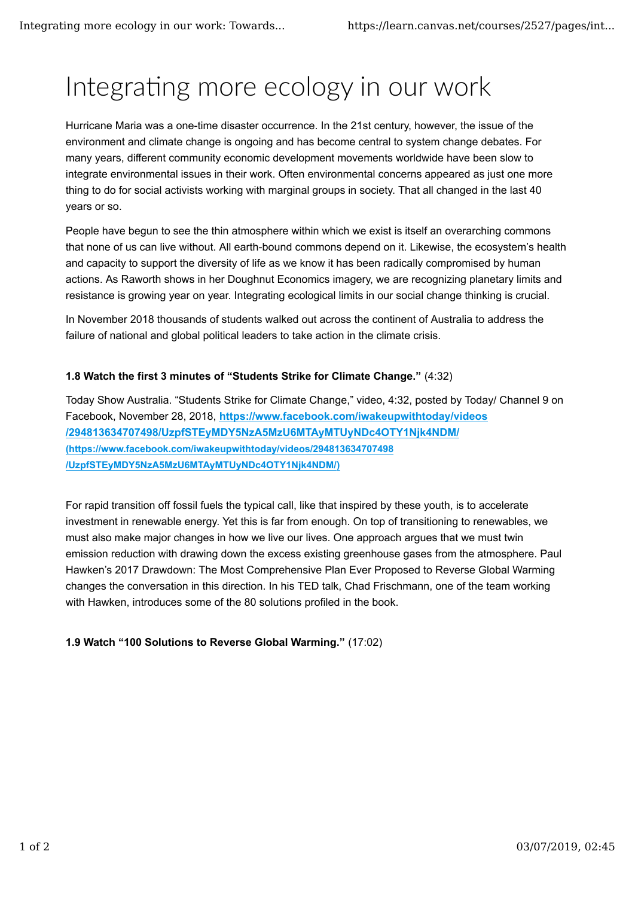# Integrating more ecology in our work

Hurricane Maria was a one-time disaster occurrence. In the 21st century, however, the issue of the environment and climate change is ongoing and has become central to system change debates. For many years, different community economic development movements worldwide have been slow to integrate environmental issues in their work. Often environmental concerns appeared as just one more thing to do for social activists working with marginal groups in society. That all changed in the last 40 years or so.

People have begun to see the thin atmosphere within which we exist is itself an overarching commons that none of us can live without. All earth-bound commons depend on it. Likewise, the ecosystem's health and capacity to support the diversity of life as we know it has been radically compromised by human actions. As Raworth shows in her Doughnut Economics imagery, we are recognizing planetary limits and resistance is growing year on year. Integrating ecological limits in our social change thinking is crucial.

In November 2018 thousands of students walked out across the continent of Australia to address the failure of national and global political leaders to take action in the climate crisis.

**1.8 Watch the first 3 minutes of "Students Strike for Climate Change."** (4:32)

Today Show Australia. "Students Strike for Climate Change," video, 4:32, posted by Today/ Channel 9 on Facebook, November 28, 2018, **https://www.facebook.com/iwakeupwithtoday/videos/294813634707498/UzpfSTEyMDY5NzA5MzU6MTAyMTUyNDc4OTY1Njk4NDM/** **(https://www.facebook.com/iwakeupwithtoday/videos/294813634707498/UzpfSTEyMDY5NzA5MzU6MTAyMTUyNDc4OTY1Njk4NDM/)**

For rapid transition off fossil fuels the typical call, like that inspired by these youth, is to accelerate investment in renewable energy. Yet this is far from enough. On top of transitioning to renewables, we must also make major changes in how we live our lives. One approach argues that we must twin emission reduction with drawing down the excess existing greenhouse gases from the atmosphere. Paul Hawken's 2017 Drawdown: The Most Comprehensive Plan Ever Proposed to Reverse Global Warming changes the conversation in this direction. In his TED talk, Chad Frischmann, one of the team working with Hawken, introduces some of the 80 solutions profiled in the book.

**1.9 Watch "100 Solutions to Reverse Global Warming."** (17:02)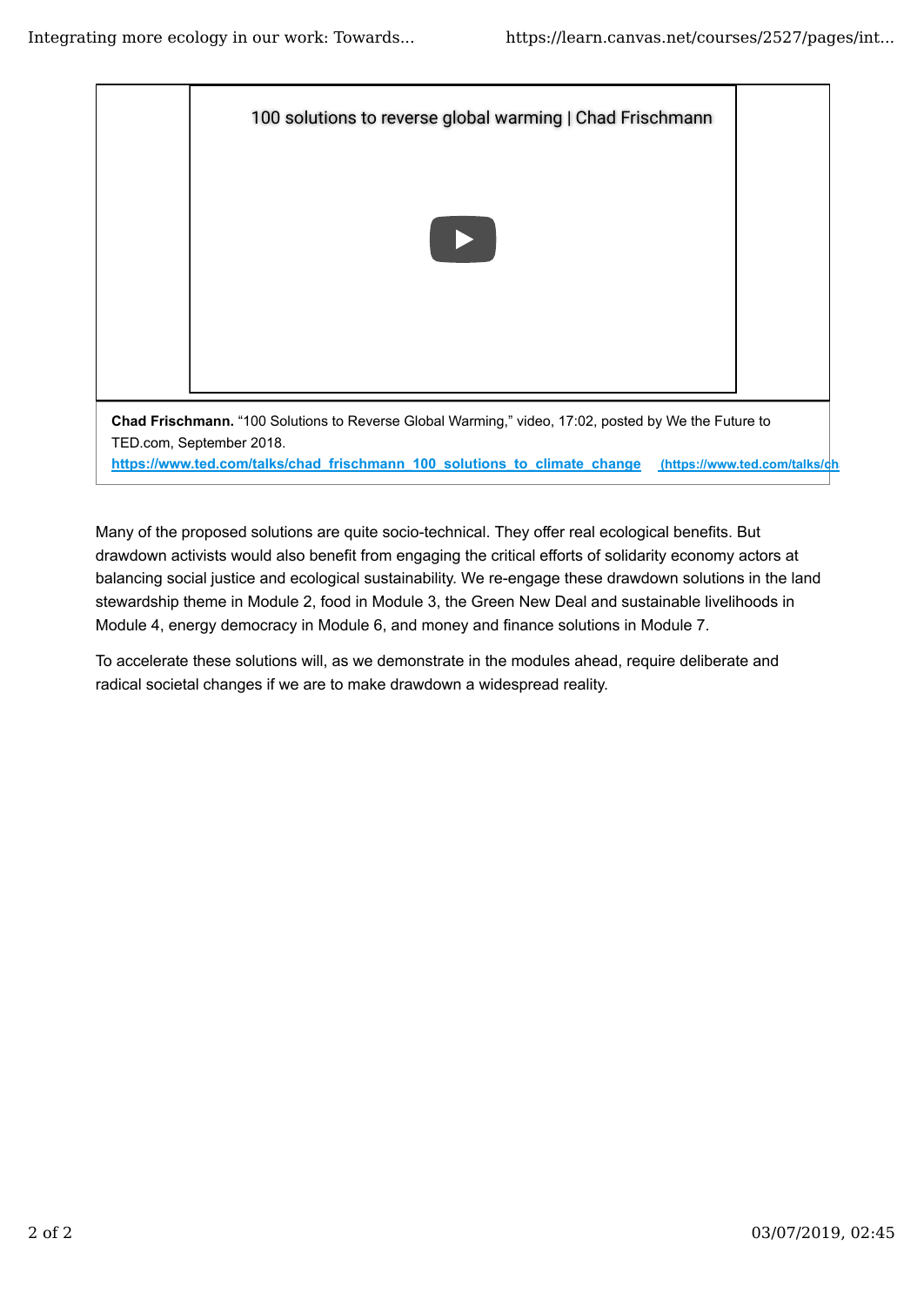100 solutions to reverse global warming | Chad Frischmann

**Chad Frischmann.** "100 Solutions to Reverse Global Warming," video, 17:02, posted by We the Future to TED.com, September 2018. **https://www.ted.com/talks/chad_frischmann_100_solutions_to_climate_change** (https://www.ted.com/talks/ch

Many of the proposed solutions are quite socio-technical. They offer real ecological benefits. But drawdown activists would also benefit from engaging the critical efforts of solidarity economy actors at balancing social justice and ecological sustainability. We re-engage these drawdown solutions in the land stewardship theme in Module 2, food in Module 3, the Green New Deal and sustainable livelihoods in Module 4, energy democracy in Module 6, and money and finance solutions in Module 7.

To accelerate these solutions will, as we demonstrate in the modules ahead, require deliberate and radical societal changes if we are to make drawdown a widespread reality.